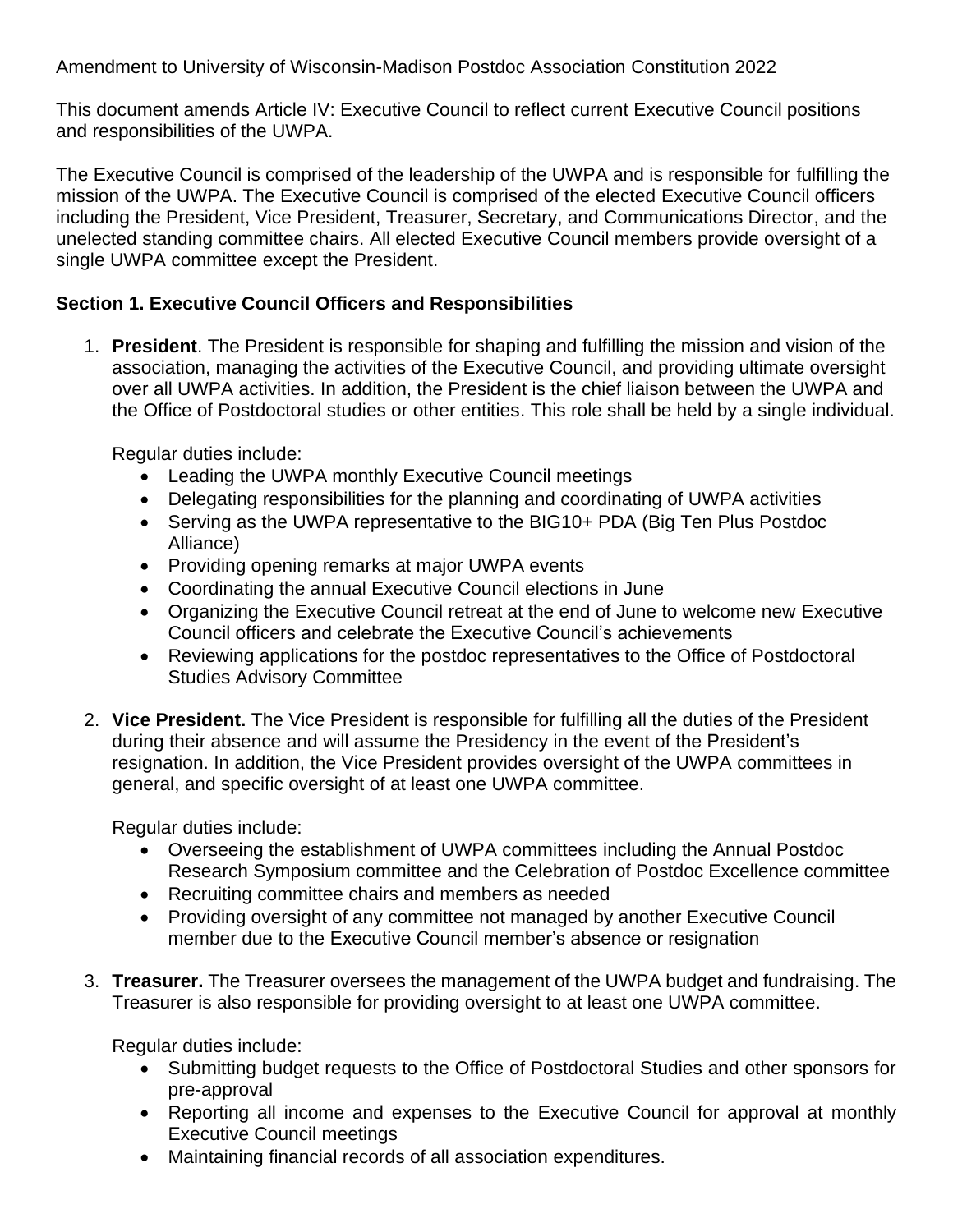Amendment to University of Wisconsin-Madison Postdoc Association Constitution 2022

This document amends Article IV: Executive Council to reflect current Executive Council positions and responsibilities of the UWPA.

The Executive Council is comprised of the leadership of the UWPA and is responsible for fulfilling the mission of the UWPA. The Executive Council is comprised of the elected Executive Council officers including the President, Vice President, Treasurer, Secretary, and Communications Director, and the unelected standing committee chairs. All elected Executive Council members provide oversight of a single UWPA committee except the President.

**Section 1. Executive Council Officers and Responsibilities**

1. **President**. The President is responsible for shaping and fulfilling the mission and vision of the association, managing the activities of the Executive Council, and providing ultimate oversight over all UWPA activities. In addition, the President is the chief liaison between the UWPA and the Office of Postdoctoral studies or other entities. This role shall be held by a single individual.

   Regular duties include:
   - Leading the UWPA monthly Executive Council meetings
   - Delegating responsibilities for the planning and coordinating of UWPA activities
   - Serving as the UWPA representative to the BIG10+ PDA (Big Ten Plus Postdoc Alliance)
   - Providing opening remarks at major UWPA events
   - Coordinating the annual Executive Council elections in June
   - Organizing the Executive Council retreat at the end of June to welcome new Executive Council officers and celebrate the Executive Council's achievements
   - Reviewing applications for the postdoc representatives to the Office of Postdoctoral Studies Advisory Committee

2. **Vice President.** The Vice President is responsible for fulfilling all the duties of the President during their absence and will assume the Presidency in the event of the President's resignation. In addition, the Vice President provides oversight of the UWPA committees in general, and specific oversight of at least one UWPA committee.

   Regular duties include:
   - Overseeing the establishment of UWPA committees including the Annual Postdoc Research Symposium committee and the Celebration of Postdoc Excellence committee
   - Recruiting committee chairs and members as needed
   - Providing oversight of any committee not managed by another Executive Council member due to the Executive Council member's absence or resignation

3. **Treasurer.** The Treasurer oversees the management of the UWPA budget and fundraising. The Treasurer is also responsible for providing oversight to at least one UWPA committee.

   Regular duties include:
   - Submitting budget requests to the Office of Postdoctoral Studies and other sponsors for pre-approval
   - Reporting all income and expenses to the Executive Council for approval at monthly Executive Council meetings
   - Maintaining financial records of all association expenditures.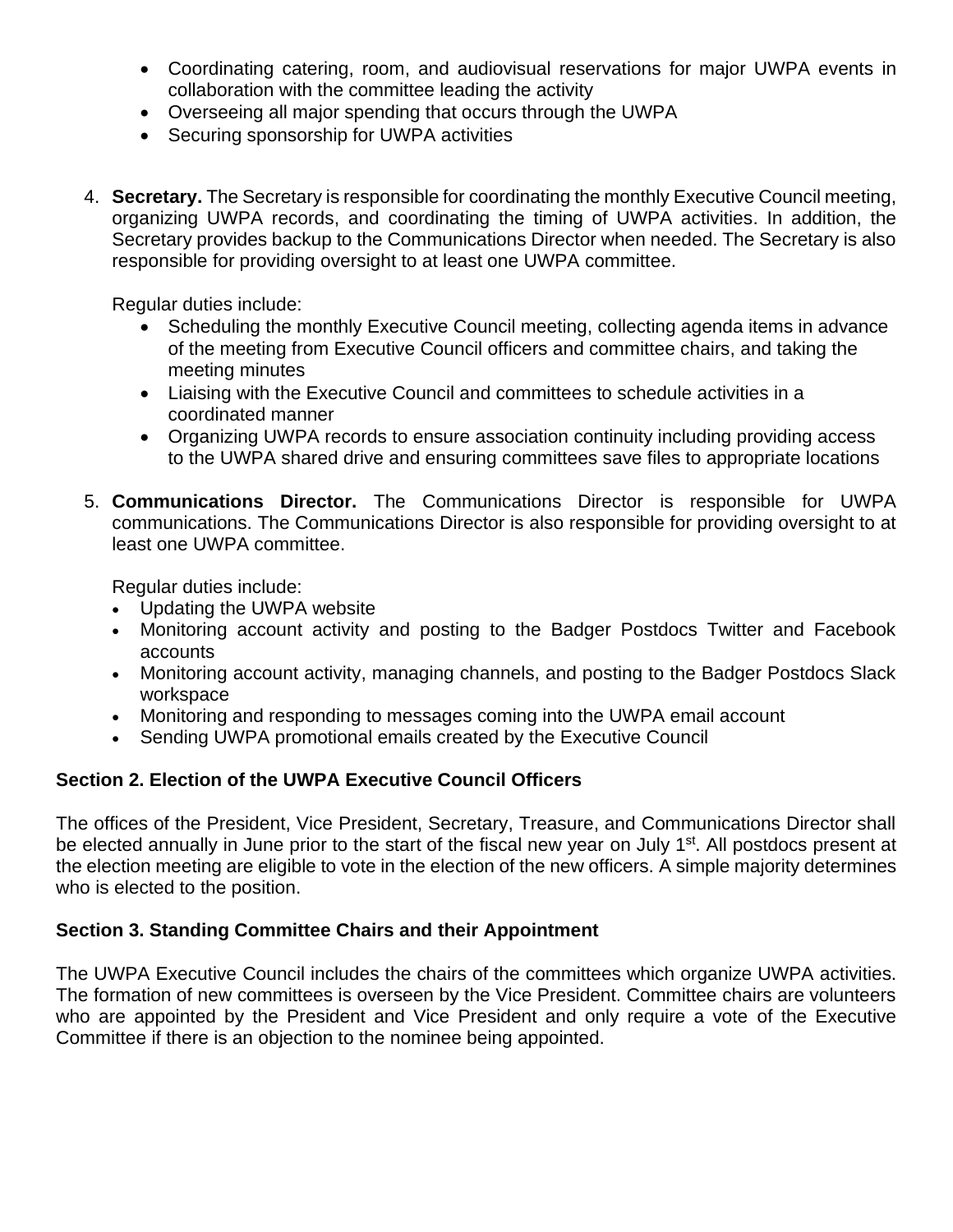- Coordinating catering, room, and audiovisual reservations for major UWPA events in collaboration with the committee leading the activity
- Overseeing all major spending that occurs through the UWPA
- Securing sponsorship for UWPA activities

4. **Secretary.** The Secretary is responsible for coordinating the monthly Executive Council meeting, organizing UWPA records, and coordinating the timing of UWPA activities. In addition, the Secretary provides backup to the Communications Director when needed. The Secretary is also responsible for providing oversight to at least one UWPA committee.

   Regular duties include:
   - Scheduling the monthly Executive Council meeting, collecting agenda items in advance of the meeting from Executive Council officers and committee chairs, and taking the meeting minutes
   - Liaising with the Executive Council and committees to schedule activities in a coordinated manner
   - Organizing UWPA records to ensure association continuity including providing access to the UWPA shared drive and ensuring committees save files to appropriate locations

5. **Communications Director.** The Communications Director is responsible for UWPA communications. The Communications Director is also responsible for providing oversight to at least one UWPA committee.

   Regular duties include:
   - Updating the UWPA website
   - Monitoring account activity and posting to the Badger Postdocs Twitter and Facebook accounts
   - Monitoring account activity, managing channels, and posting to the Badger Postdocs Slack workspace
   - Monitoring and responding to messages coming into the UWPA email account
   - Sending UWPA promotional emails created by the Executive Council

### Section 2. Election of the UWPA Executive Council Officers

The offices of the President, Vice President, Secretary, Treasure, and Communications Director shall be elected annually in June prior to the start of the fiscal new year on July 1st. All postdocs present at the election meeting are eligible to vote in the election of the new officers. A simple majority determines who is elected to the position.

### Section 3. Standing Committee Chairs and their Appointment

The UWPA Executive Council includes the chairs of the committees which organize UWPA activities. The formation of new committees is overseen by the Vice President. Committee chairs are volunteers who are appointed by the President and Vice President and only require a vote of the Executive Committee if there is an objection to the nominee being appointed.